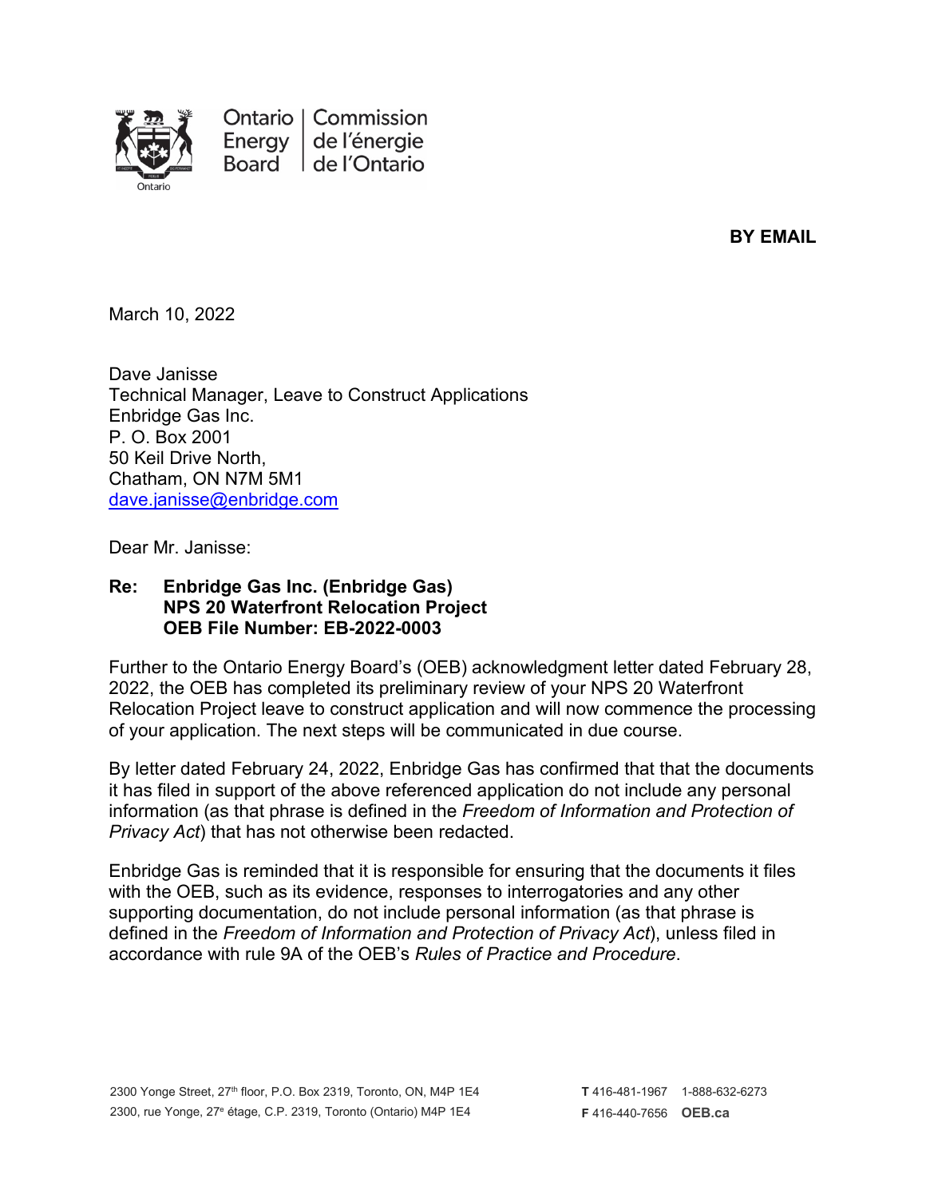Ontario Energy Board | Commission de l'énergie de l'Ontario

**BY EMAIL**

March 10, 2022

Dave Janisse
Technical Manager, Leave to Construct Applications
Enbridge Gas Inc.
P. O. Box 2001
50 Keil Drive North,
Chatham, ON N7M 5M1
dave.janisse@enbridge.com

Dear Mr. Janisse:

**Re: Enbridge Gas Inc. (Enbridge Gas)**
**NPS 20 Waterfront Relocation Project**
**OEB File Number: EB-2022-0003**

Further to the Ontario Energy Board's (OEB) acknowledgment letter dated February 28, 2022, the OEB has completed its preliminary review of your NPS 20 Waterfront Relocation Project leave to construct application and will now commence the processing of your application. The next steps will be communicated in due course.

By letter dated February 24, 2022, Enbridge Gas has confirmed that that the documents it has filed in support of the above referenced application do not include any personal information (as that phrase is defined in the *Freedom of Information and Protection of Privacy Act*) that has not otherwise been redacted.

Enbridge Gas is reminded that it is responsible for ensuring that the documents it files with the OEB, such as its evidence, responses to interrogatories and any other supporting documentation, do not include personal information (as that phrase is defined in the *Freedom of Information and Protection of Privacy Act*), unless filed in accordance with rule 9A of the OEB's *Rules of Practice and Procedure*.

2300 Yonge Street, 27th floor, P.O. Box 2319, Toronto, ON, M4P 1E4
2300, rue Yonge, 27e étage, C.P. 2319, Toronto (Ontario) M4P 1E4

**T** 416-481-1967 1-888-632-6273
**F** 416-440-7656 **OEB.ca**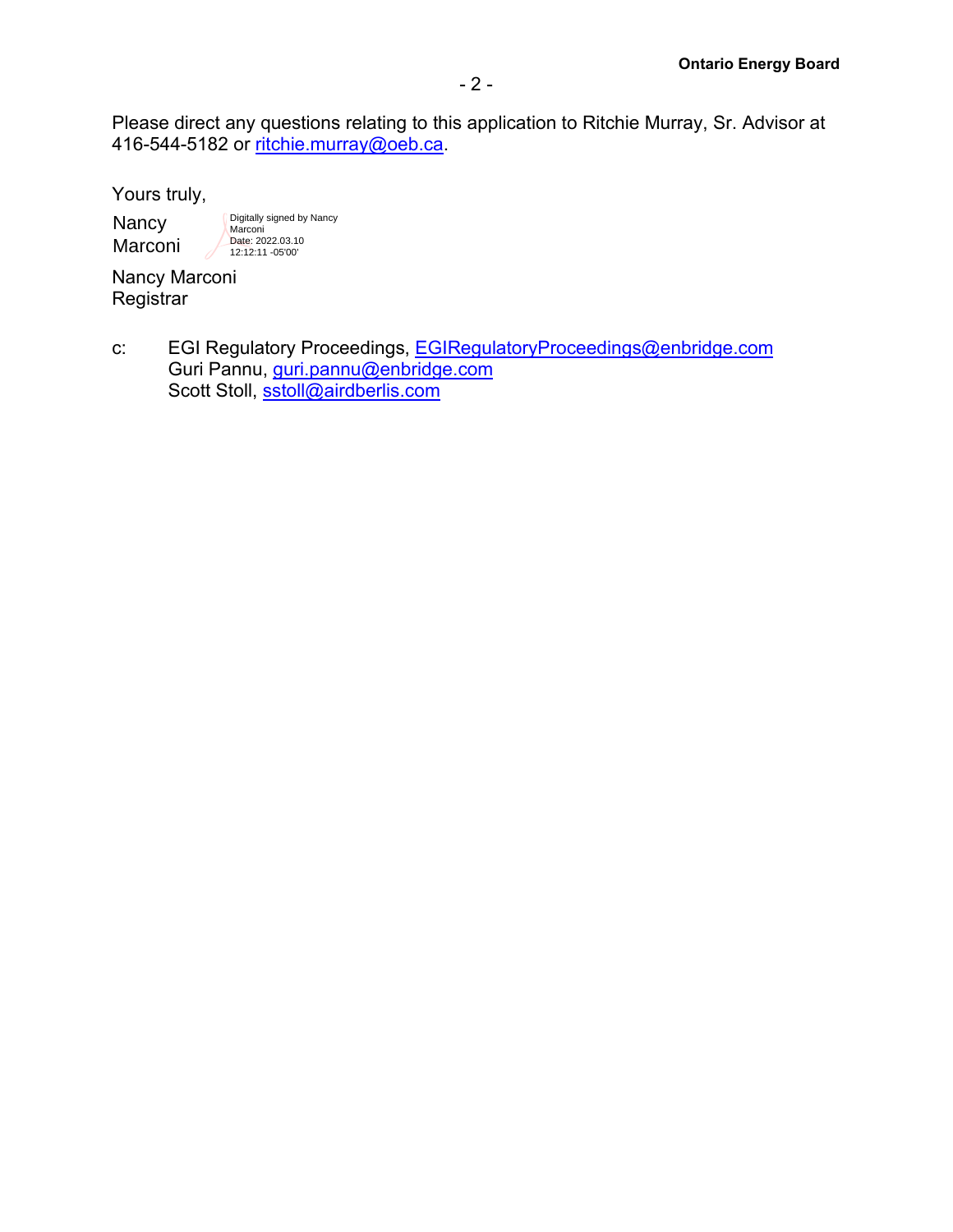Please direct any questions relating to this application to Ritchie Murray, Sr. Advisor at 416-544-5182 or ritchie.murray@oeb.ca.

Yours truly,

Nancy Marconi

Digitally signed by Nancy Marconi
Date: 2022.03.10 12:12:11 -05'00'

Nancy Marconi
Registrar

c: EGI Regulatory Proceedings, EGIRegulatoryProceedings@enbridge.com
Guri Pannu, guri.pannu@enbridge.com
Scott Stoll, sstoll@airdberlis.com